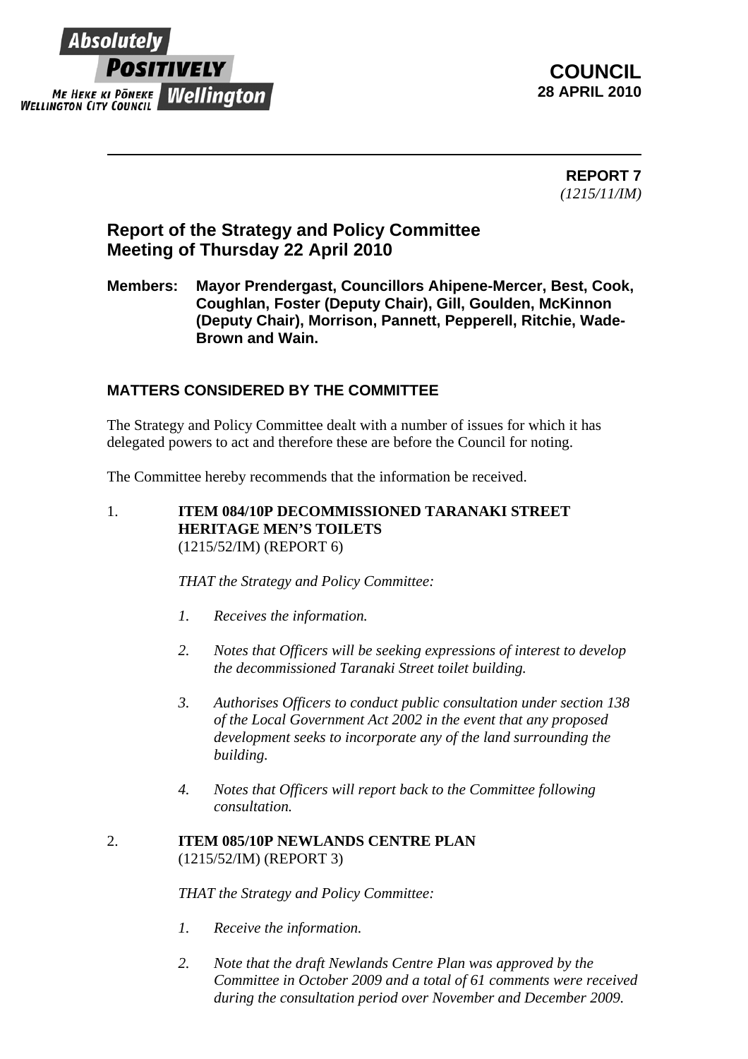Absolutely POSITIVELY Wellington
ME HEKE KI PŌNEKE
WELLINGTON CITY COUNCIL

**COUNCIL**
**28 APRIL 2010**

---

**REPORT 7**
*(1215/11/IM)*

## Report of the Strategy and Policy Committee
## Meeting of Thursday 22 April 2010

**Members: Mayor Prendergast, Councillors Ahipene-Mercer, Best, Cook, Coughlan, Foster (Deputy Chair), Gill, Goulden, McKinnon (Deputy Chair), Morrison, Pannett, Pepperell, Ritchie, Wade-Brown and Wain.**

### MATTERS CONSIDERED BY THE COMMITTEE

The Strategy and Policy Committee dealt with a number of issues for which it has delegated powers to act and therefore these are before the Council for noting.

The Committee hereby recommends that the information be received.

1. **ITEM 084/10P DECOMMISSIONED TARANAKI STREET HERITAGE MEN'S TOILETS**
(1215/52/IM) (REPORT 6)

*THAT the Strategy and Policy Committee:*

1. *Receives the information.*
2. *Notes that Officers will be seeking expressions of interest to develop the decommissioned Taranaki Street toilet building.*
3. *Authorises Officers to conduct public consultation under section 138 of the Local Government Act 2002 in the event that any proposed development seeks to incorporate any of the land surrounding the building.*
4. *Notes that Officers will report back to the Committee following consultation.*

2. **ITEM 085/10P NEWLANDS CENTRE PLAN**
(1215/52/IM) (REPORT 3)

*THAT the Strategy and Policy Committee:*

1. *Receive the information.*
2. *Note that the draft Newlands Centre Plan was approved by the Committee in October 2009 and a total of 61 comments were received during the consultation period over November and December 2009.*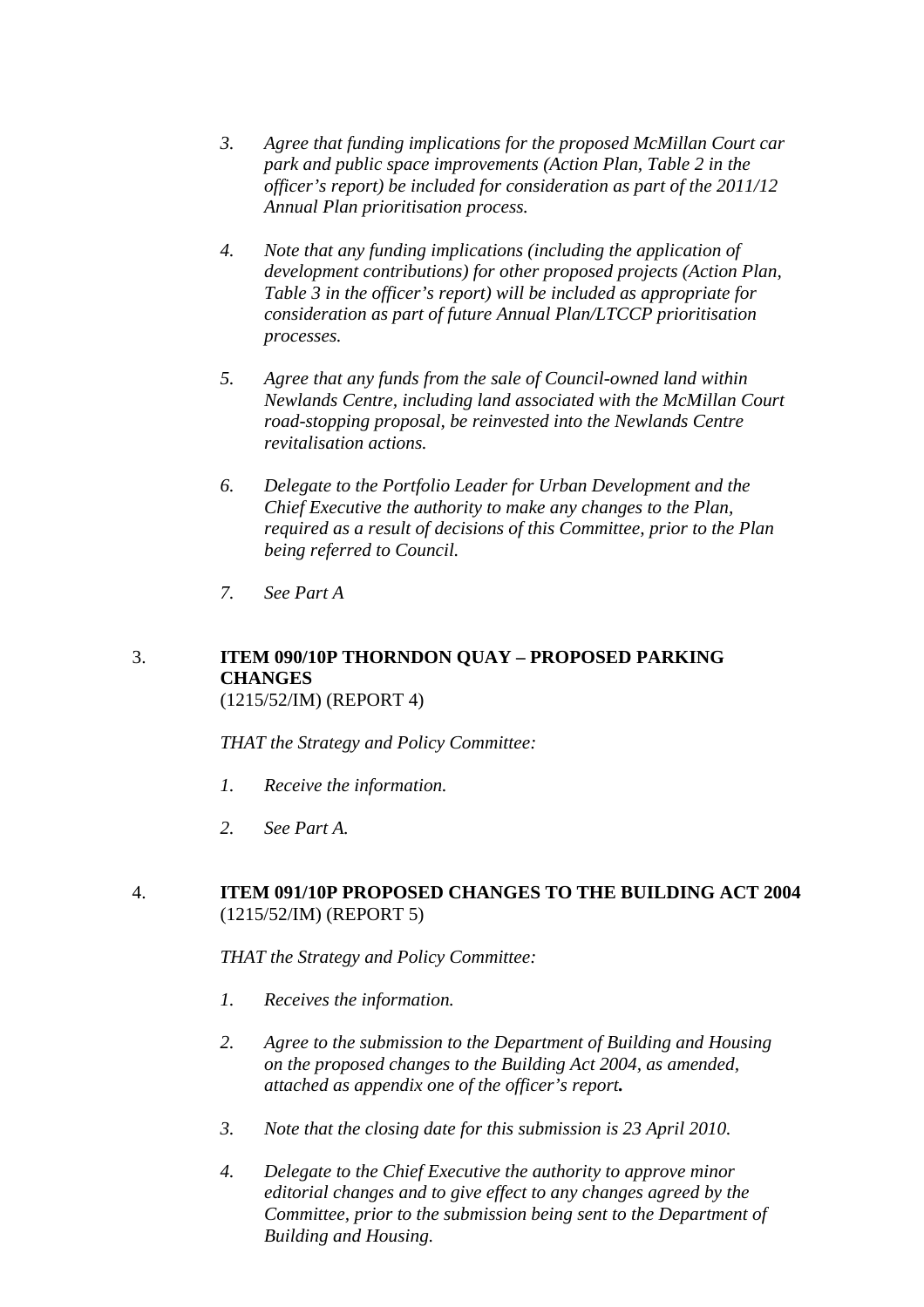3. *Agree that funding implications for the proposed McMillan Court car park and public space improvements (Action Plan, Table 2 in the officer's report) be included for consideration as part of the 2011/12 Annual Plan prioritisation process.*

4. *Note that any funding implications (including the application of development contributions) for other proposed projects (Action Plan, Table 3 in the officer's report) will be included as appropriate for consideration as part of future Annual Plan/LTCCP prioritisation processes.*

5. *Agree that any funds from the sale of Council-owned land within Newlands Centre, including land associated with the McMillan Court road-stopping proposal, be reinvested into the Newlands Centre revitalisation actions.*

6. *Delegate to the Portfolio Leader for Urban Development and the Chief Executive the authority to make any changes to the Plan, required as a result of decisions of this Committee, prior to the Plan being referred to Council.*

7. *See Part A*

3. **ITEM 090/10P THORNDON QUAY – PROPOSED PARKING CHANGES**
(1215/52/IM) (REPORT 4)

*THAT the Strategy and Policy Committee:*

1. *Receive the information.*

2. *See Part A.*

4. **ITEM 091/10P PROPOSED CHANGES TO THE BUILDING ACT 2004**
(1215/52/IM) (REPORT 5)

*THAT the Strategy and Policy Committee:*

1. *Receives the information.*

2. *Agree to the submission to the Department of Building and Housing on the proposed changes to the Building Act 2004, as amended, attached as appendix one of the officer's report.*

3. *Note that the closing date for this submission is 23 April 2010.*

4. *Delegate to the Chief Executive the authority to approve minor editorial changes and to give effect to any changes agreed by the Committee, prior to the submission being sent to the Department of Building and Housing.*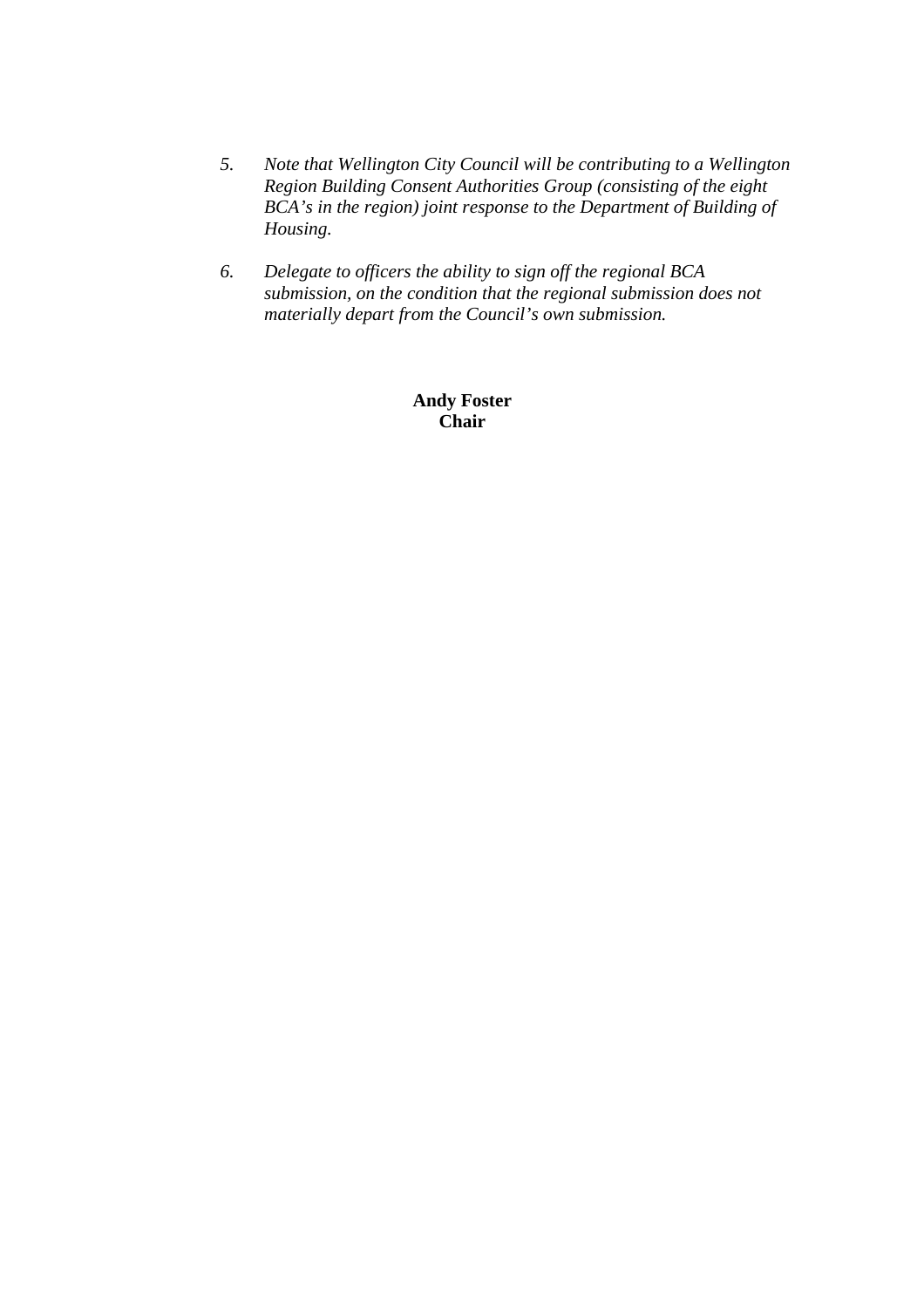5. *Note that Wellington City Council will be contributing to a Wellington Region Building Consent Authorities Group (consisting of the eight BCA's in the region) joint response to the Department of Building of Housing.*

6. *Delegate to officers the ability to sign off the regional BCA submission, on the condition that the regional submission does not materially depart from the Council's own submission.*

**Andy Foster**
**Chair**